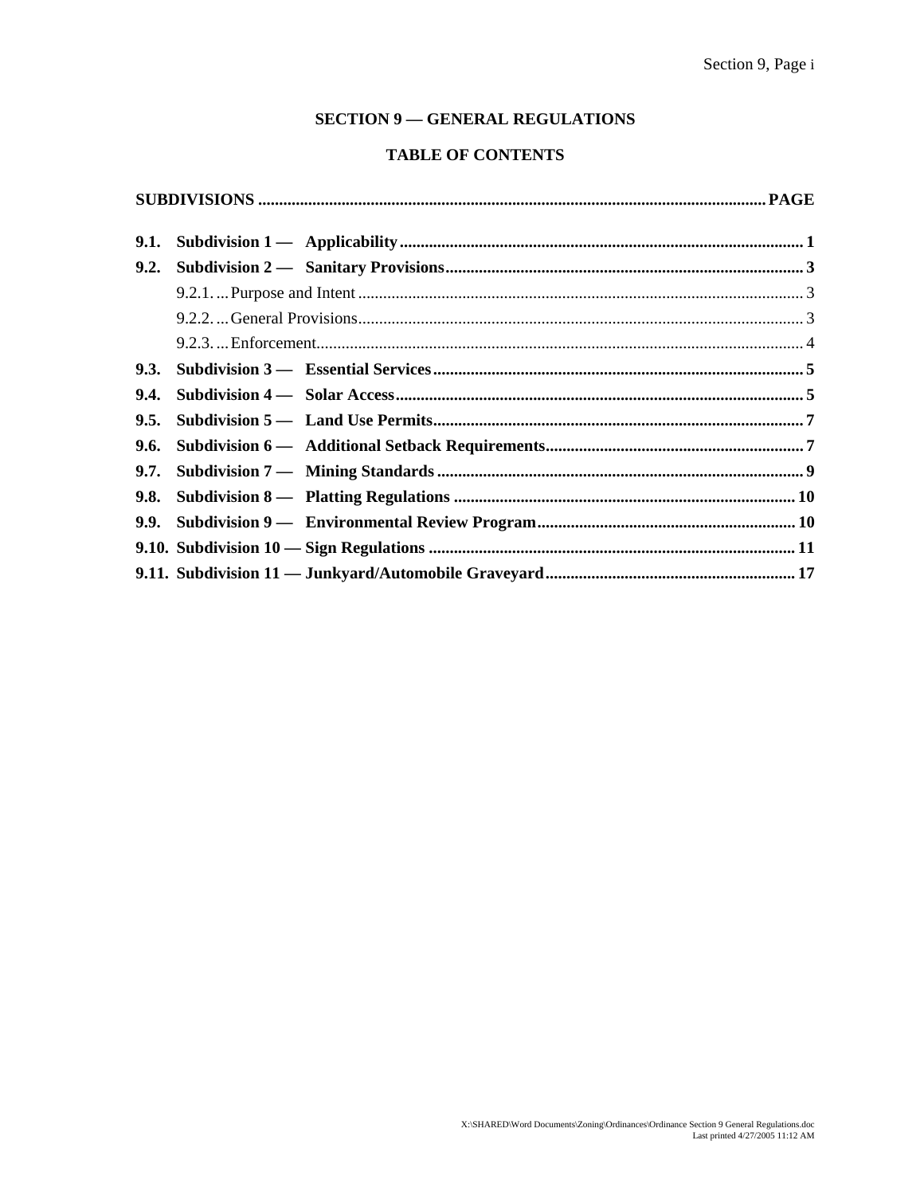# SECTION 9 — GENERAL REGULATIONS

## TABLE OF CONTENTS

| SUBDIVISIONS | PAGE |
|---|---|
| **9.1. Subdivision 1 — Applicability** | **1** |
| **9.2. Subdivision 2 — Sanitary Provisions** | **3** |
| 9.2.1. Purpose and Intent | 3 |
| 9.2.2. General Provisions | 3 |
| 9.2.3. Enforcement | 4 |
| **9.3. Subdivision 3 — Essential Services** | **5** |
| **9.4. Subdivision 4 — Solar Access** | **5** |
| **9.5. Subdivision 5 — Land Use Permits** | **7** |
| **9.6. Subdivision 6 — Additional Setback Requirements** | **7** |
| **9.7. Subdivision 7 — Mining Standards** | **9** |
| **9.8. Subdivision 8 — Platting Regulations** | **10** |
| **9.9. Subdivision 9 — Environmental Review Program** | **10** |
| **9.10. Subdivision 10 — Sign Regulations** | **11** |
| **9.11. Subdivision 11 — Junkyard/Automobile Graveyard** | **17** |

X:\SHARED\Word Documents\Zoning\Ordinances\Ordinance Section 9 General Regulations.doc
Last printed 4/27/2005 11:12 AM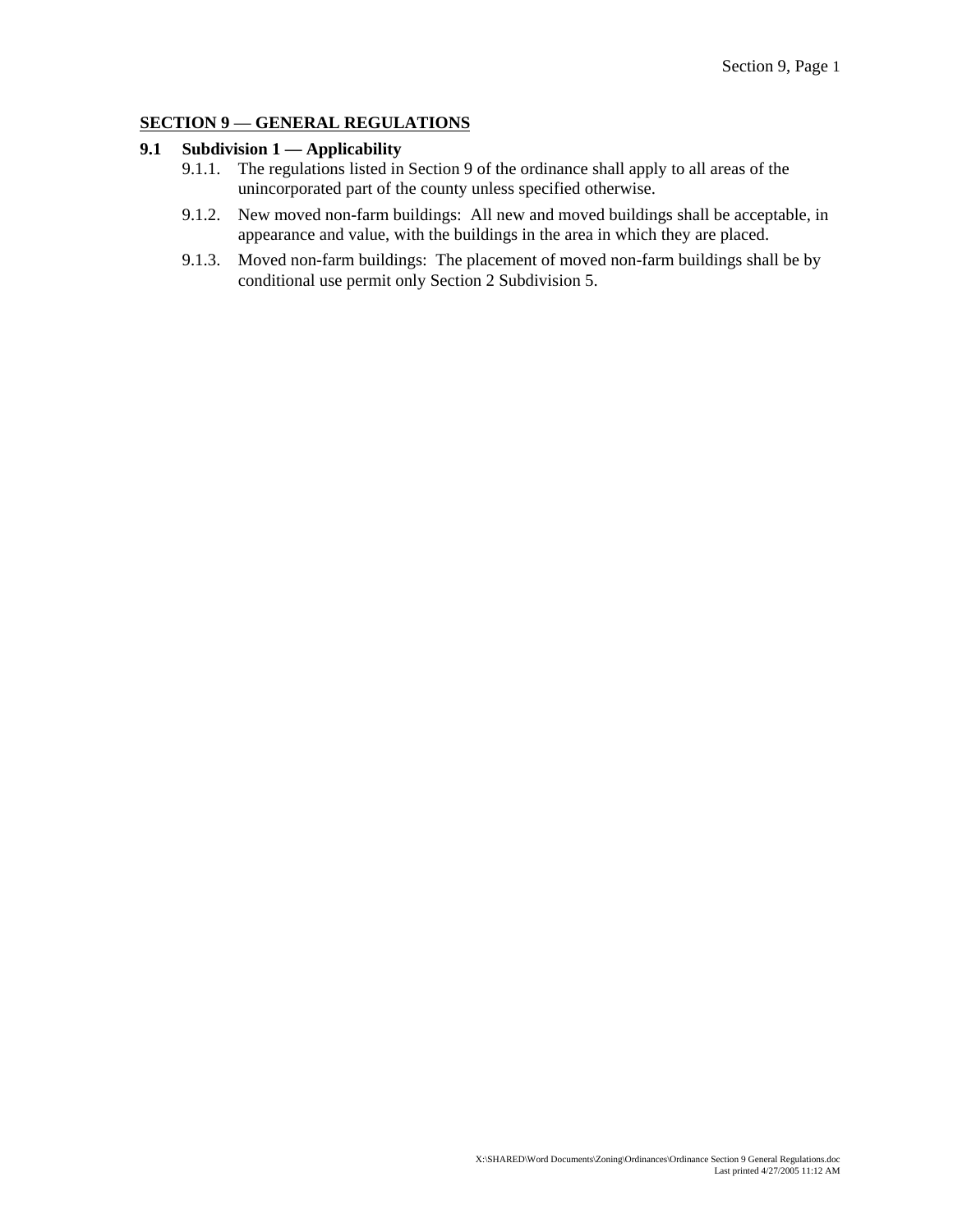## SECTION 9 — GENERAL REGULATIONS

### 9.1 Subdivision 1 — Applicability

9.1.1. The regulations listed in Section 9 of the ordinance shall apply to all areas of the unincorporated part of the county unless specified otherwise.

9.1.2. New moved non-farm buildings: All new and moved buildings shall be acceptable, in appearance and value, with the buildings in the area in which they are placed.

9.1.3. Moved non-farm buildings: The placement of moved non-farm buildings shall be by conditional use permit only Section 2 Subdivision 5.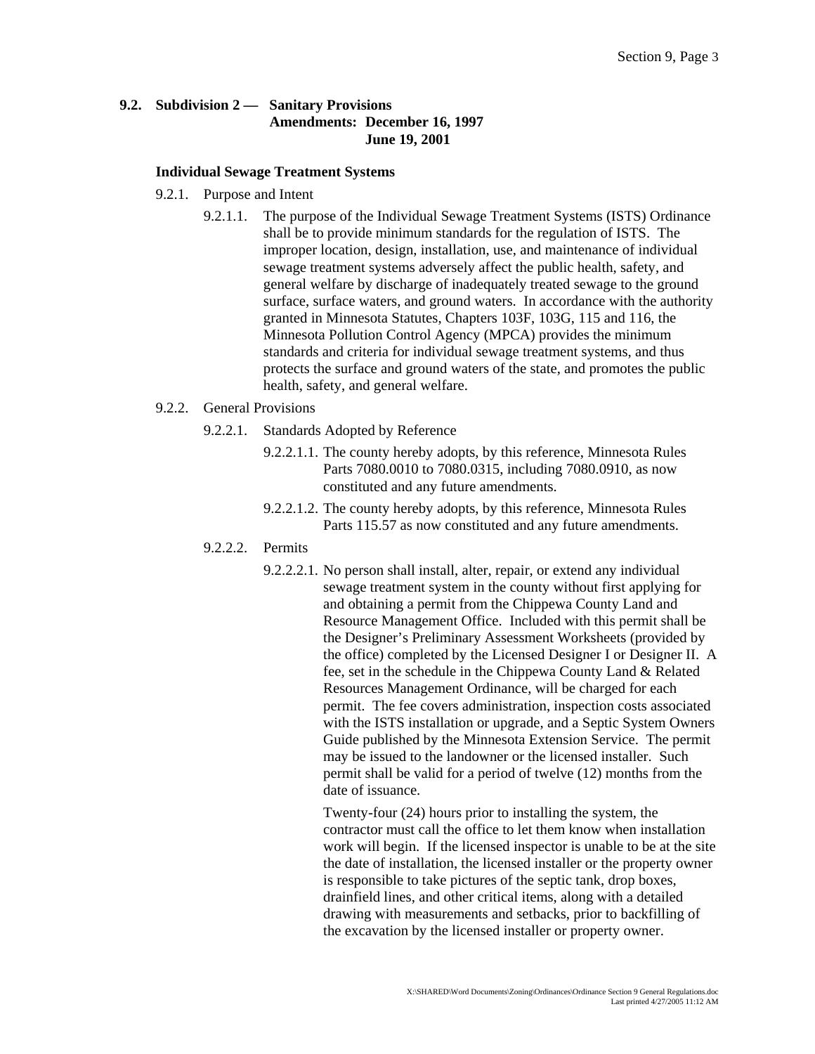## 9.2. Subdivision 2 — Sanitary Provisions

**Amendments: December 16, 1997**
**June 19, 2001**

### Individual Sewage Treatment Systems

9.2.1. Purpose and Intent

9.2.1.1. The purpose of the Individual Sewage Treatment Systems (ISTS) Ordinance shall be to provide minimum standards for the regulation of ISTS. The improper location, design, installation, use, and maintenance of individual sewage treatment systems adversely affect the public health, safety, and general welfare by discharge of inadequately treated sewage to the ground surface, surface waters, and ground waters. In accordance with the authority granted in Minnesota Statutes, Chapters 103F, 103G, 115 and 116, the Minnesota Pollution Control Agency (MPCA) provides the minimum standards and criteria for individual sewage treatment systems, and thus protects the surface and ground waters of the state, and promotes the public health, safety, and general welfare.

9.2.2. General Provisions

9.2.2.1. Standards Adopted by Reference

9.2.2.1.1. The county hereby adopts, by this reference, Minnesota Rules Parts 7080.0010 to 7080.0315, including 7080.0910, as now constituted and any future amendments.

9.2.2.1.2. The county hereby adopts, by this reference, Minnesota Rules Parts 115.57 as now constituted and any future amendments.

9.2.2.2. Permits

9.2.2.2.1. No person shall install, alter, repair, or extend any individual sewage treatment system in the county without first applying for and obtaining a permit from the Chippewa County Land and Resource Management Office. Included with this permit shall be the Designer's Preliminary Assessment Worksheets (provided by the office) completed by the Licensed Designer I or Designer II. A fee, set in the schedule in the Chippewa County Land & Related Resources Management Ordinance, will be charged for each permit. The fee covers administration, inspection costs associated with the ISTS installation or upgrade, and a Septic System Owners Guide published by the Minnesota Extension Service. The permit may be issued to the landowner or the licensed installer. Such permit shall be valid for a period of twelve (12) months from the date of issuance.

Twenty-four (24) hours prior to installing the system, the contractor must call the office to let them know when installation work will begin. If the licensed inspector is unable to be at the site the date of installation, the licensed installer or the property owner is responsible to take pictures of the septic tank, drop boxes, drainfield lines, and other critical items, along with a detailed drawing with measurements and setbacks, prior to backfilling of the excavation by the licensed installer or property owner.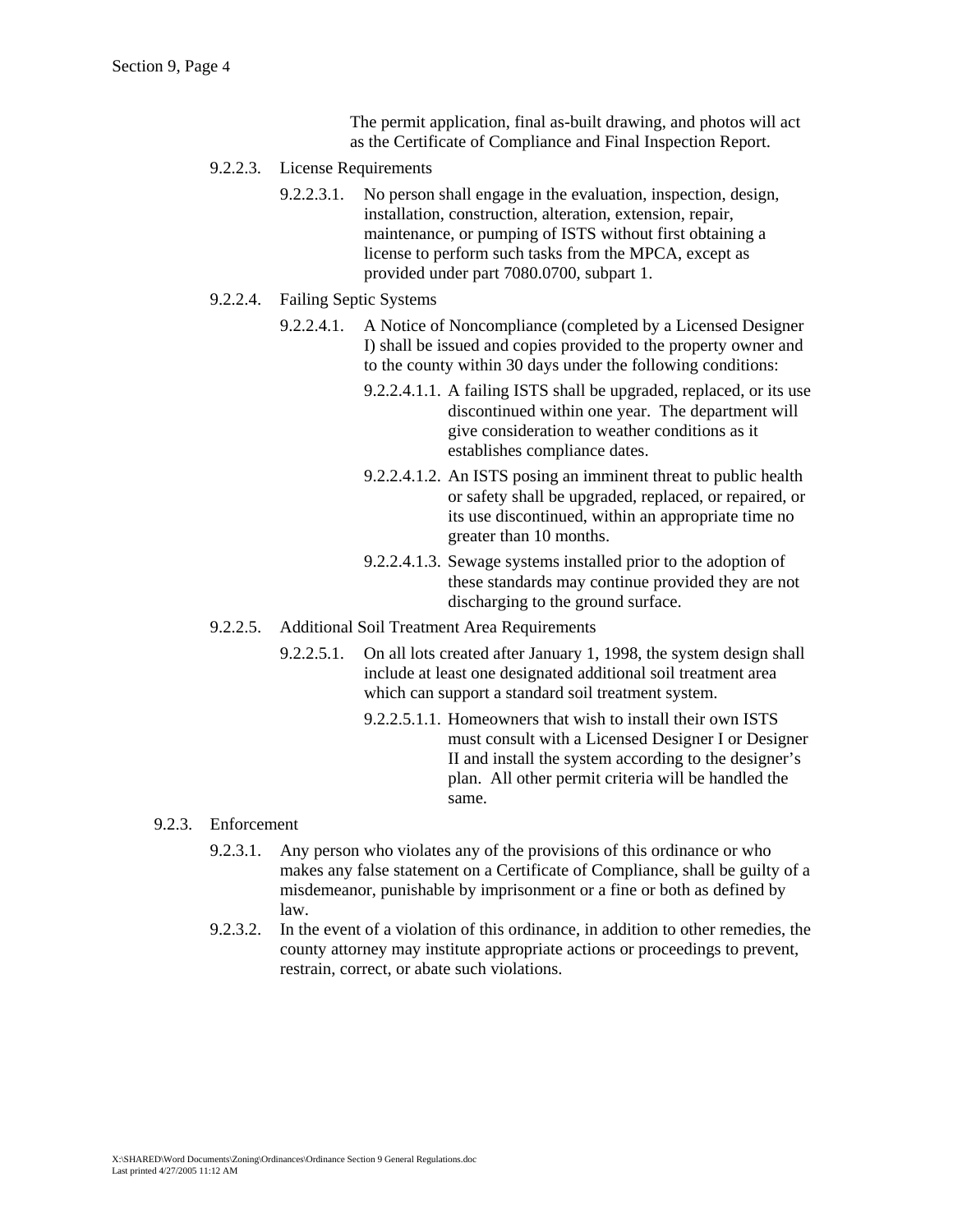The permit application, final as-built drawing, and photos will act as the Certificate of Compliance and Final Inspection Report.

9.2.2.3. License Requirements

9.2.2.3.1. No person shall engage in the evaluation, inspection, design, installation, construction, alteration, extension, repair, maintenance, or pumping of ISTS without first obtaining a license to perform such tasks from the MPCA, except as provided under part 7080.0700, subpart 1.

9.2.2.4. Failing Septic Systems

9.2.2.4.1. A Notice of Noncompliance (completed by a Licensed Designer I) shall be issued and copies provided to the property owner and to the county within 30 days under the following conditions:

9.2.2.4.1.1. A failing ISTS shall be upgraded, replaced, or its use discontinued within one year. The department will give consideration to weather conditions as it establishes compliance dates.

9.2.2.4.1.2. An ISTS posing an imminent threat to public health or safety shall be upgraded, replaced, or repaired, or its use discontinued, within an appropriate time no greater than 10 months.

9.2.2.4.1.3. Sewage systems installed prior to the adoption of these standards may continue provided they are not discharging to the ground surface.

9.2.2.5. Additional Soil Treatment Area Requirements

9.2.2.5.1. On all lots created after January 1, 1998, the system design shall include at least one designated additional soil treatment area which can support a standard soil treatment system.

9.2.2.5.1.1. Homeowners that wish to install their own ISTS must consult with a Licensed Designer I or Designer II and install the system according to the designer's plan. All other permit criteria will be handled the same.

9.2.3. Enforcement

9.2.3.1. Any person who violates any of the provisions of this ordinance or who makes any false statement on a Certificate of Compliance, shall be guilty of a misdemeanor, punishable by imprisonment or a fine or both as defined by law.

9.2.3.2. In the event of a violation of this ordinance, in addition to other remedies, the county attorney may institute appropriate actions or proceedings to prevent, restrain, correct, or abate such violations.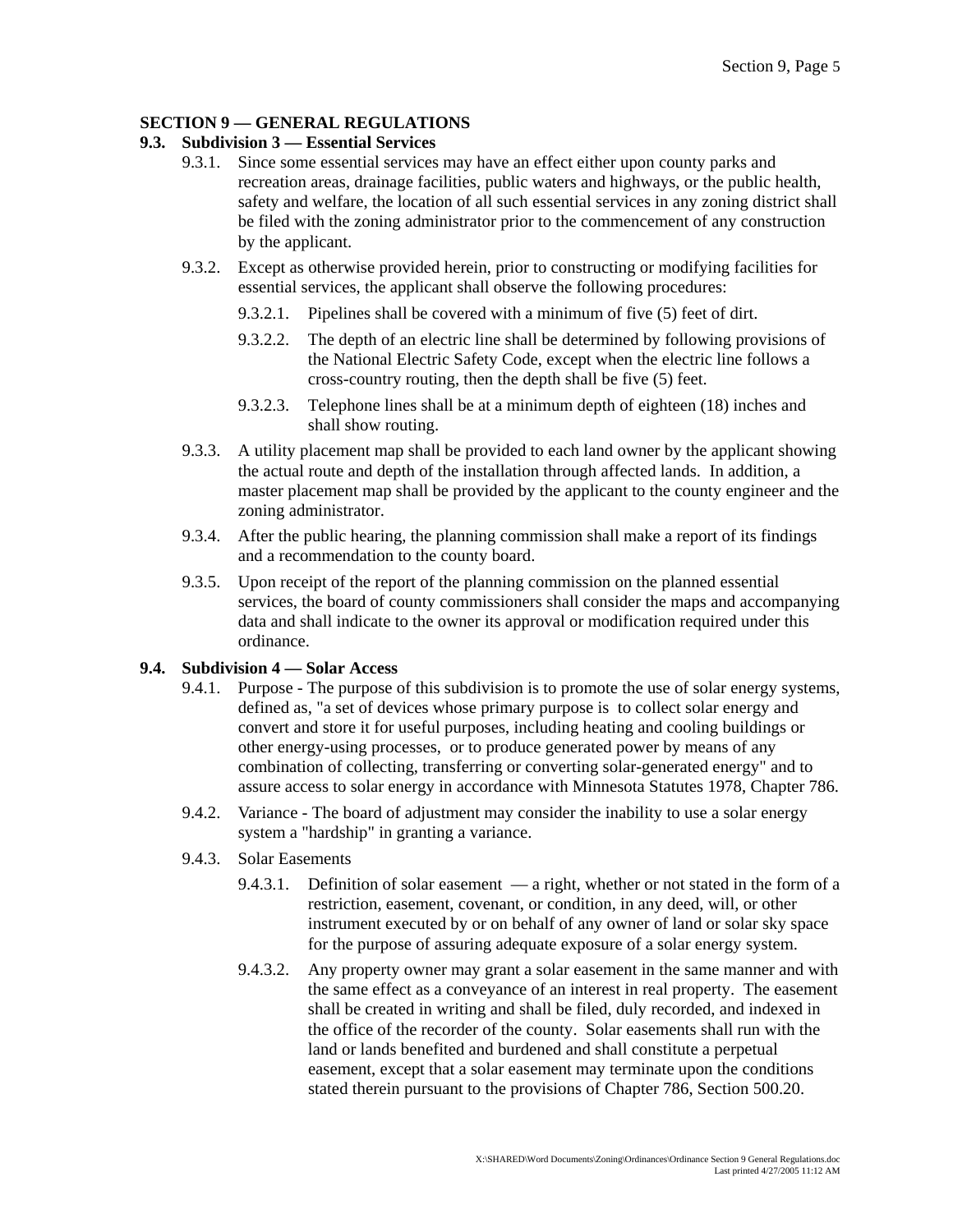## SECTION 9 — GENERAL REGULATIONS

### 9.3. Subdivision 3 — Essential Services

9.3.1. Since some essential services may have an effect either upon county parks and recreation areas, drainage facilities, public waters and highways, or the public health, safety and welfare, the location of all such essential services in any zoning district shall be filed with the zoning administrator prior to the commencement of any construction by the applicant.

9.3.2. Except as otherwise provided herein, prior to constructing or modifying facilities for essential services, the applicant shall observe the following procedures:

9.3.2.1. Pipelines shall be covered with a minimum of five (5) feet of dirt.

9.3.2.2. The depth of an electric line shall be determined by following provisions of the National Electric Safety Code, except when the electric line follows a cross-country routing, then the depth shall be five (5) feet.

9.3.2.3. Telephone lines shall be at a minimum depth of eighteen (18) inches and shall show routing.

9.3.3. A utility placement map shall be provided to each land owner by the applicant showing the actual route and depth of the installation through affected lands. In addition, a master placement map shall be provided by the applicant to the county engineer and the zoning administrator.

9.3.4. After the public hearing, the planning commission shall make a report of its findings and a recommendation to the county board.

9.3.5. Upon receipt of the report of the planning commission on the planned essential services, the board of county commissioners shall consider the maps and accompanying data and shall indicate to the owner its approval or modification required under this ordinance.

### 9.4. Subdivision 4 — Solar Access

9.4.1. Purpose - The purpose of this subdivision is to promote the use of solar energy systems, defined as, "a set of devices whose primary purpose is to collect solar energy and convert and store it for useful purposes, including heating and cooling buildings or other energy-using processes, or to produce generated power by means of any combination of collecting, transferring or converting solar-generated energy" and to assure access to solar energy in accordance with Minnesota Statutes 1978, Chapter 786.

9.4.2. Variance - The board of adjustment may consider the inability to use a solar energy system a "hardship" in granting a variance.

9.4.3. Solar Easements

9.4.3.1. Definition of solar easement — a right, whether or not stated in the form of a restriction, easement, covenant, or condition, in any deed, will, or other instrument executed by or on behalf of any owner of land or solar sky space for the purpose of assuring adequate exposure of a solar energy system.

9.4.3.2. Any property owner may grant a solar easement in the same manner and with the same effect as a conveyance of an interest in real property. The easement shall be created in writing and shall be filed, duly recorded, and indexed in the office of the recorder of the county. Solar easements shall run with the land or lands benefited and burdened and shall constitute a perpetual easement, except that a solar easement may terminate upon the conditions stated therein pursuant to the provisions of Chapter 786, Section 500.20.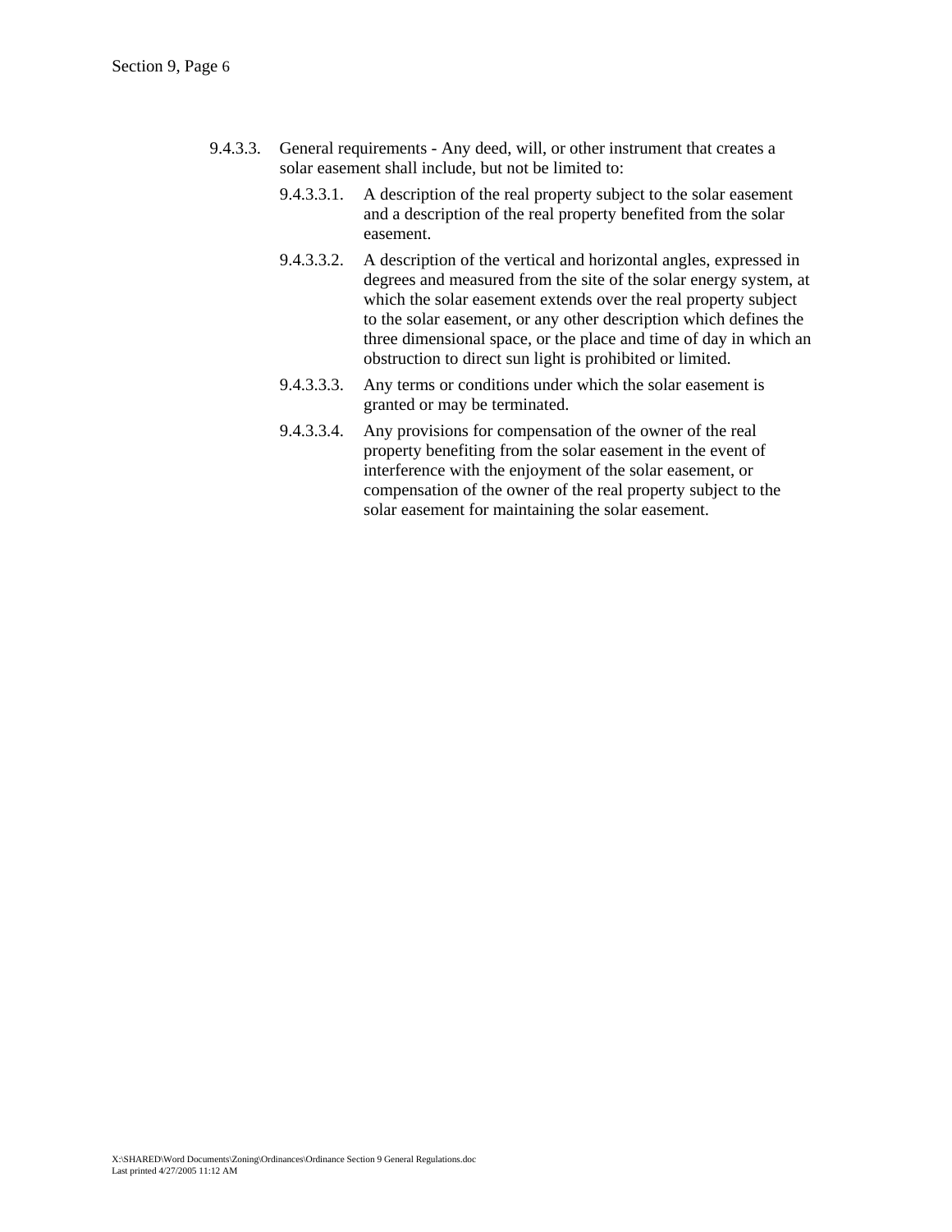9.4.3.3. General requirements - Any deed, will, or other instrument that creates a solar easement shall include, but not be limited to:

- 9.4.3.3.1. A description of the real property subject to the solar easement and a description of the real property benefited from the solar easement.
- 9.4.3.3.2. A description of the vertical and horizontal angles, expressed in degrees and measured from the site of the solar energy system, at which the solar easement extends over the real property subject to the solar easement, or any other description which defines the three dimensional space, or the place and time of day in which an obstruction to direct sun light is prohibited or limited.
- 9.4.3.3.3. Any terms or conditions under which the solar easement is granted or may be terminated.
- 9.4.3.3.4. Any provisions for compensation of the owner of the real property benefiting from the solar easement in the event of interference with the enjoyment of the solar easement, or compensation of the owner of the real property subject to the solar easement for maintaining the solar easement.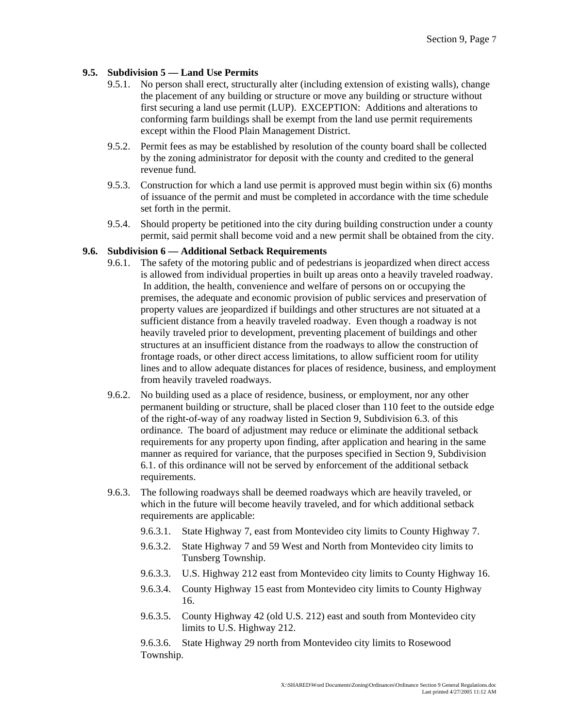## 9.5. Subdivision 5 — Land Use Permits

9.5.1. No person shall erect, structurally alter (including extension of existing walls), change the placement of any building or structure or move any building or structure without first securing a land use permit (LUP). EXCEPTION: Additions and alterations to conforming farm buildings shall be exempt from the land use permit requirements except within the Flood Plain Management District.

9.5.2. Permit fees as may be established by resolution of the county board shall be collected by the zoning administrator for deposit with the county and credited to the general revenue fund.

9.5.3. Construction for which a land use permit is approved must begin within six (6) months of issuance of the permit and must be completed in accordance with the time schedule set forth in the permit.

9.5.4. Should property be petitioned into the city during building construction under a county permit, said permit shall become void and a new permit shall be obtained from the city.

## 9.6. Subdivision 6 — Additional Setback Requirements

9.6.1. The safety of the motoring public and of pedestrians is jeopardized when direct access is allowed from individual properties in built up areas onto a heavily traveled roadway. In addition, the health, convenience and welfare of persons on or occupying the premises, the adequate and economic provision of public services and preservation of property values are jeopardized if buildings and other structures are not situated at a sufficient distance from a heavily traveled roadway. Even though a roadway is not heavily traveled prior to development, preventing placement of buildings and other structures at an insufficient distance from the roadways to allow the construction of frontage roads, or other direct access limitations, to allow sufficient room for utility lines and to allow adequate distances for places of residence, business, and employment from heavily traveled roadways.

9.6.2. No building used as a place of residence, business, or employment, nor any other permanent building or structure, shall be placed closer than 110 feet to the outside edge of the right-of-way of any roadway listed in Section 9, Subdivision 6.3. of this ordinance. The board of adjustment may reduce or eliminate the additional setback requirements for any property upon finding, after application and hearing in the same manner as required for variance, that the purposes specified in Section 9, Subdivision 6.1. of this ordinance will not be served by enforcement of the additional setback requirements.

9.6.3. The following roadways shall be deemed roadways which are heavily traveled, or which in the future will become heavily traveled, and for which additional setback requirements are applicable:

9.6.3.1. State Highway 7, east from Montevideo city limits to County Highway 7.

9.6.3.2. State Highway 7 and 59 West and North from Montevideo city limits to Tunsberg Township.

9.6.3.3. U.S. Highway 212 east from Montevideo city limits to County Highway 16.

9.6.3.4. County Highway 15 east from Montevideo city limits to County Highway 16.

9.6.3.5. County Highway 42 (old U.S. 212) east and south from Montevideo city limits to U.S. Highway 212.

9.6.3.6. State Highway 29 north from Montevideo city limits to Rosewood Township.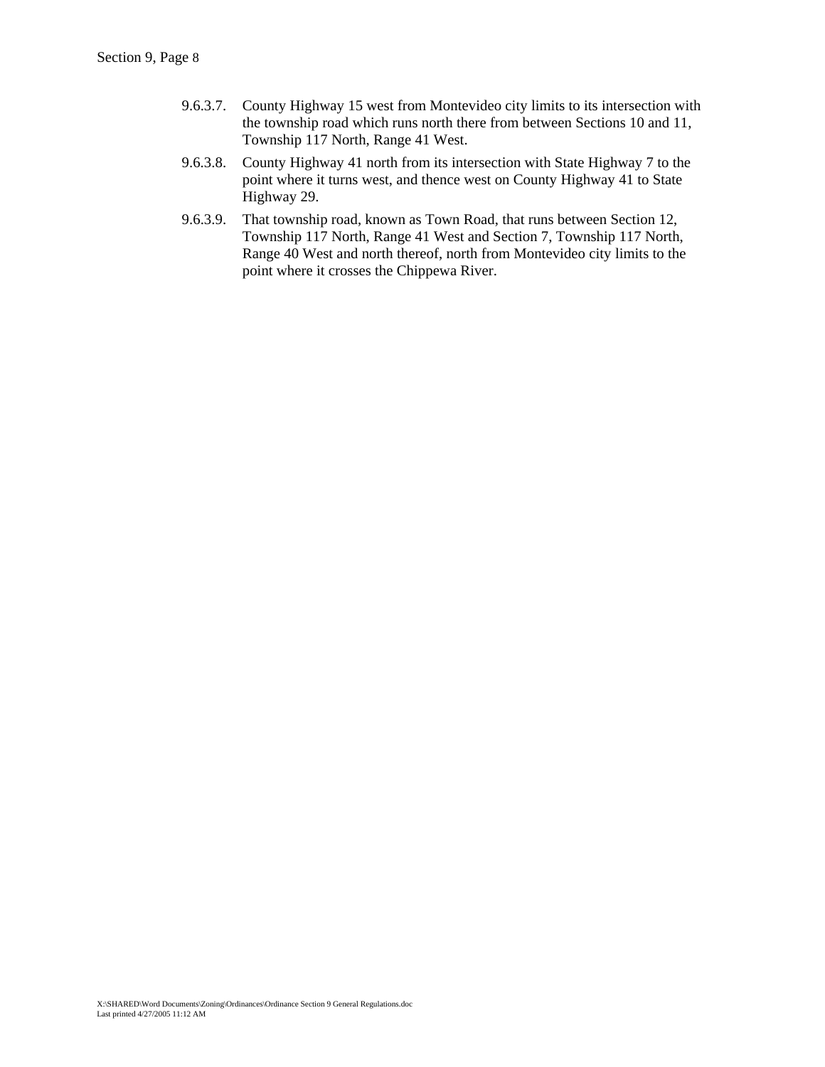9.6.3.7. County Highway 15 west from Montevideo city limits to its intersection with the township road which runs north there from between Sections 10 and 11, Township 117 North, Range 41 West.

9.6.3.8. County Highway 41 north from its intersection with State Highway 7 to the point where it turns west, and thence west on County Highway 41 to State Highway 29.

9.6.3.9. That township road, known as Town Road, that runs between Section 12, Township 117 North, Range 41 West and Section 7, Township 117 North, Range 40 West and north thereof, north from Montevideo city limits to the point where it crosses the Chippewa River.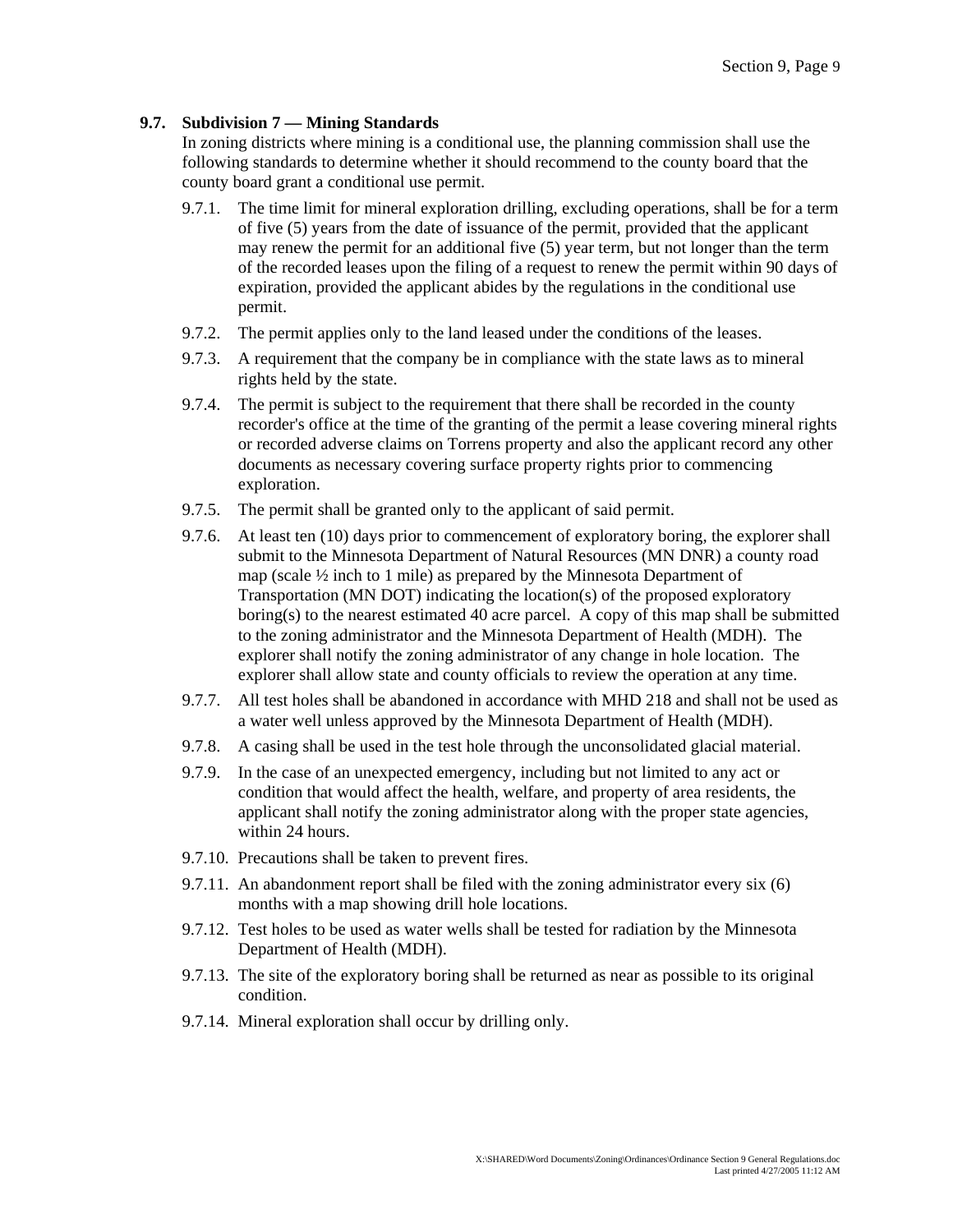### 9.7. Subdivision 7 — Mining Standards

In zoning districts where mining is a conditional use, the planning commission shall use the following standards to determine whether it should recommend to the county board that the county board grant a conditional use permit.

- 9.7.1. The time limit for mineral exploration drilling, excluding operations, shall be for a term of five (5) years from the date of issuance of the permit, provided that the applicant may renew the permit for an additional five (5) year term, but not longer than the term of the recorded leases upon the filing of a request to renew the permit within 90 days of expiration, provided the applicant abides by the regulations in the conditional use permit.
- 9.7.2. The permit applies only to the land leased under the conditions of the leases.
- 9.7.3. A requirement that the company be in compliance with the state laws as to mineral rights held by the state.
- 9.7.4. The permit is subject to the requirement that there shall be recorded in the county recorder's office at the time of the granting of the permit a lease covering mineral rights or recorded adverse claims on Torrens property and also the applicant record any other documents as necessary covering surface property rights prior to commencing exploration.
- 9.7.5. The permit shall be granted only to the applicant of said permit.
- 9.7.6. At least ten (10) days prior to commencement of exploratory boring, the explorer shall submit to the Minnesota Department of Natural Resources (MN DNR) a county road map (scale ½ inch to 1 mile) as prepared by the Minnesota Department of Transportation (MN DOT) indicating the location(s) of the proposed exploratory boring(s) to the nearest estimated 40 acre parcel. A copy of this map shall be submitted to the zoning administrator and the Minnesota Department of Health (MDH). The explorer shall notify the zoning administrator of any change in hole location. The explorer shall allow state and county officials to review the operation at any time.
- 9.7.7. All test holes shall be abandoned in accordance with MHD 218 and shall not be used as a water well unless approved by the Minnesota Department of Health (MDH).
- 9.7.8. A casing shall be used in the test hole through the unconsolidated glacial material.
- 9.7.9. In the case of an unexpected emergency, including but not limited to any act or condition that would affect the health, welfare, and property of area residents, the applicant shall notify the zoning administrator along with the proper state agencies, within 24 hours.
- 9.7.10. Precautions shall be taken to prevent fires.
- 9.7.11. An abandonment report shall be filed with the zoning administrator every six (6) months with a map showing drill hole locations.
- 9.7.12. Test holes to be used as water wells shall be tested for radiation by the Minnesota Department of Health (MDH).
- 9.7.13. The site of the exploratory boring shall be returned as near as possible to its original condition.
- 9.7.14. Mineral exploration shall occur by drilling only.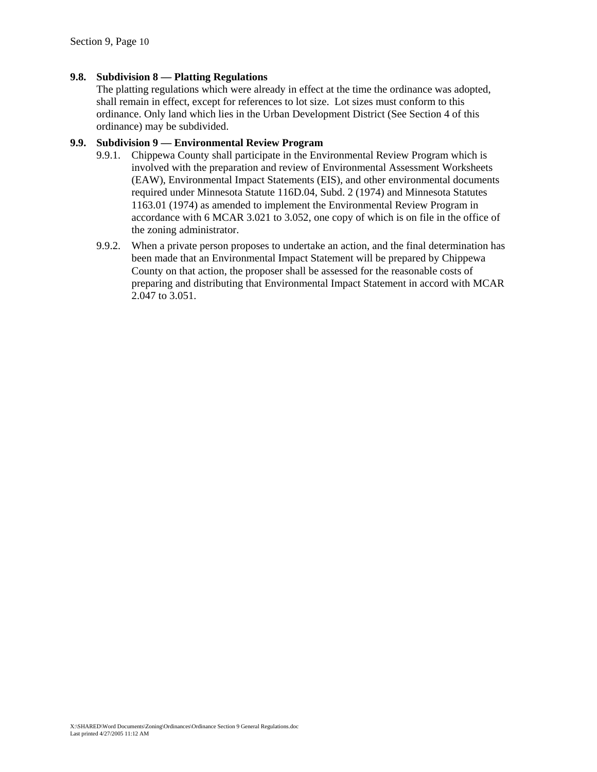**9.8. Subdivision 8 — Platting Regulations**

The platting regulations which were already in effect at the time the ordinance was adopted, shall remain in effect, except for references to lot size. Lot sizes must conform to this ordinance. Only land which lies in the Urban Development District (See Section 4 of this ordinance) may be subdivided.

**9.9. Subdivision 9 — Environmental Review Program**

9.9.1. Chippewa County shall participate in the Environmental Review Program which is involved with the preparation and review of Environmental Assessment Worksheets (EAW), Environmental Impact Statements (EIS), and other environmental documents required under Minnesota Statute 116D.04, Subd. 2 (1974) and Minnesota Statutes 1163.01 (1974) as amended to implement the Environmental Review Program in accordance with 6 MCAR 3.021 to 3.052, one copy of which is on file in the office of the zoning administrator.

9.9.2. When a private person proposes to undertake an action, and the final determination has been made that an Environmental Impact Statement will be prepared by Chippewa County on that action, the proposer shall be assessed for the reasonable costs of preparing and distributing that Environmental Impact Statement in accord with MCAR 2.047 to 3.051.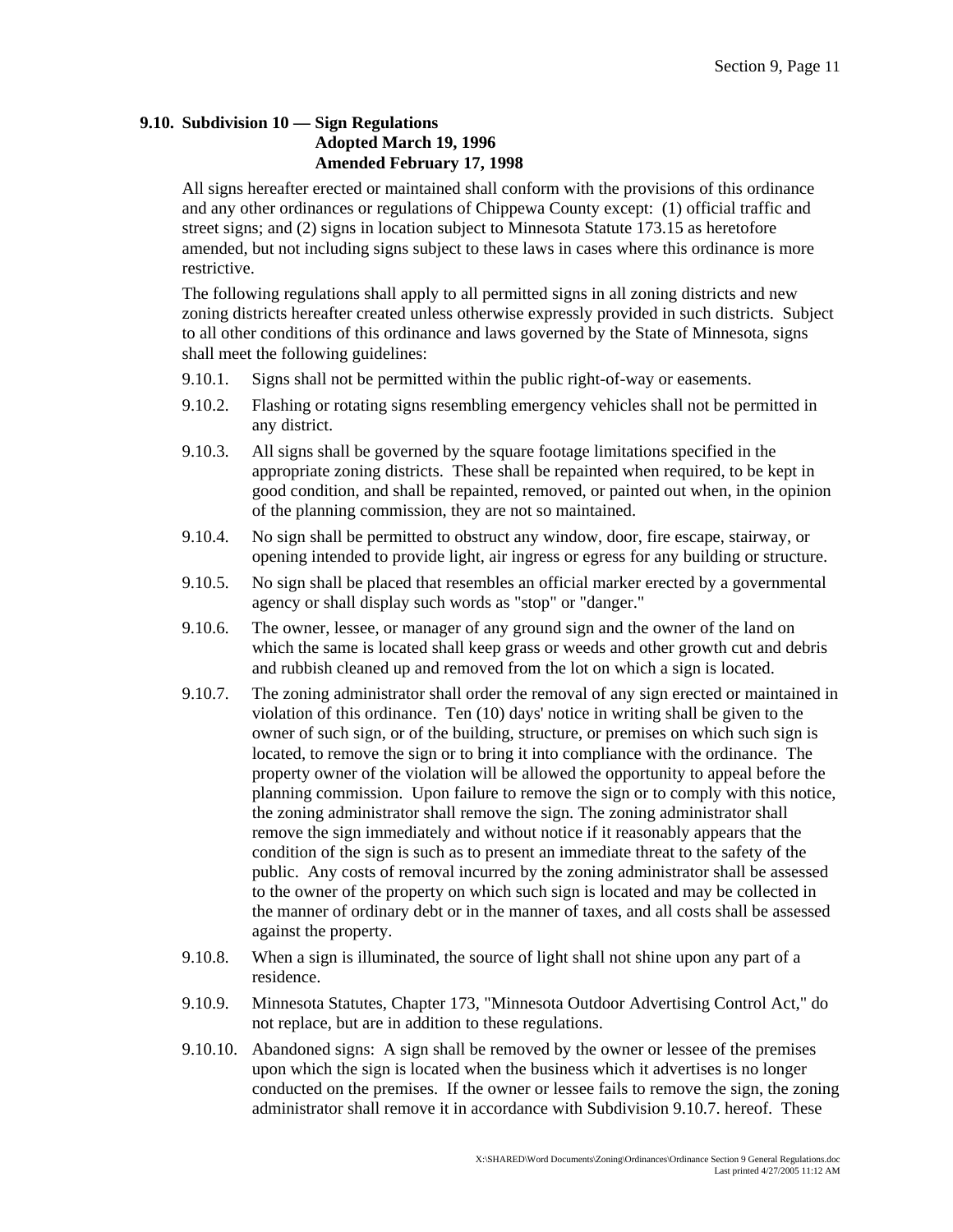## 9.10. Subdivision 10 — Sign Regulations

**Adopted March 19, 1996**
**Amended February 17, 1998**

All signs hereafter erected or maintained shall conform with the provisions of this ordinance and any other ordinances or regulations of Chippewa County except: (1) official traffic and street signs; and (2) signs in location subject to Minnesota Statute 173.15 as heretofore amended, but not including signs subject to these laws in cases where this ordinance is more restrictive.

The following regulations shall apply to all permitted signs in all zoning districts and new zoning districts hereafter created unless otherwise expressly provided in such districts. Subject to all other conditions of this ordinance and laws governed by the State of Minnesota, signs shall meet the following guidelines:

9.10.1. Signs shall not be permitted within the public right-of-way or easements.

9.10.2. Flashing or rotating signs resembling emergency vehicles shall not be permitted in any district.

9.10.3. All signs shall be governed by the square footage limitations specified in the appropriate zoning districts. These shall be repainted when required, to be kept in good condition, and shall be repainted, removed, or painted out when, in the opinion of the planning commission, they are not so maintained.

9.10.4. No sign shall be permitted to obstruct any window, door, fire escape, stairway, or opening intended to provide light, air ingress or egress for any building or structure.

9.10.5. No sign shall be placed that resembles an official marker erected by a governmental agency or shall display such words as "stop" or "danger."

9.10.6. The owner, lessee, or manager of any ground sign and the owner of the land on which the same is located shall keep grass or weeds and other growth cut and debris and rubbish cleaned up and removed from the lot on which a sign is located.

9.10.7. The zoning administrator shall order the removal of any sign erected or maintained in violation of this ordinance. Ten (10) days' notice in writing shall be given to the owner of such sign, or of the building, structure, or premises on which such sign is located, to remove the sign or to bring it into compliance with the ordinance. The property owner of the violation will be allowed the opportunity to appeal before the planning commission. Upon failure to remove the sign or to comply with this notice, the zoning administrator shall remove the sign. The zoning administrator shall remove the sign immediately and without notice if it reasonably appears that the condition of the sign is such as to present an immediate threat to the safety of the public. Any costs of removal incurred by the zoning administrator shall be assessed to the owner of the property on which such sign is located and may be collected in the manner of ordinary debt or in the manner of taxes, and all costs shall be assessed against the property.

9.10.8. When a sign is illuminated, the source of light shall not shine upon any part of a residence.

9.10.9. Minnesota Statutes, Chapter 173, "Minnesota Outdoor Advertising Control Act," do not replace, but are in addition to these regulations.

9.10.10. Abandoned signs: A sign shall be removed by the owner or lessee of the premises upon which the sign is located when the business which it advertises is no longer conducted on the premises. If the owner or lessee fails to remove the sign, the zoning administrator shall remove it in accordance with Subdivision 9.10.7. hereof. These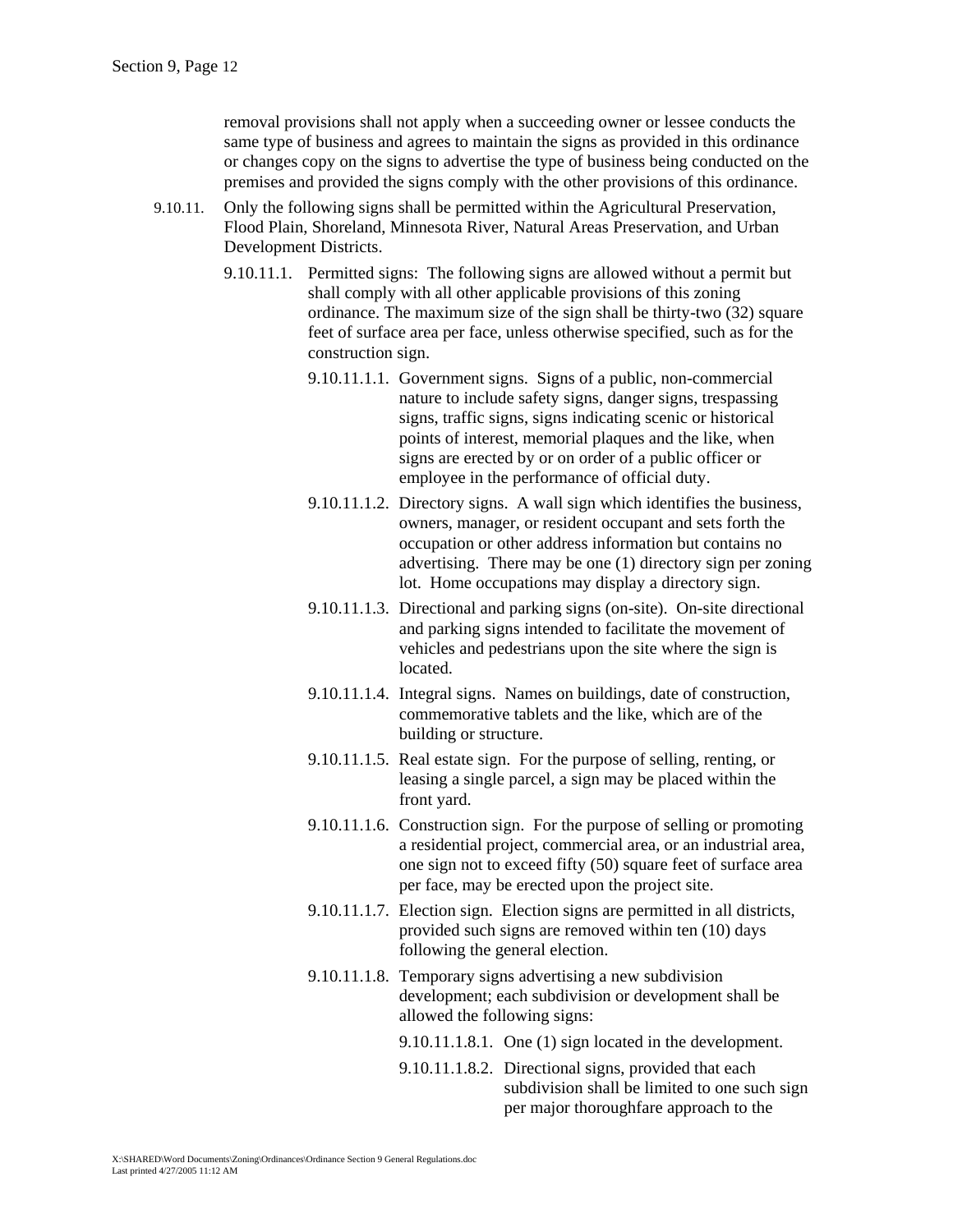removal provisions shall not apply when a succeeding owner or lessee conducts the same type of business and agrees to maintain the signs as provided in this ordinance or changes copy on the signs to advertise the type of business being conducted on the premises and provided the signs comply with the other provisions of this ordinance.

9.10.11. Only the following signs shall be permitted within the Agricultural Preservation, Flood Plain, Shoreland, Minnesota River, Natural Areas Preservation, and Urban Development Districts.

9.10.11.1. Permitted signs: The following signs are allowed without a permit but shall comply with all other applicable provisions of this zoning ordinance. The maximum size of the sign shall be thirty-two (32) square feet of surface area per face, unless otherwise specified, such as for the construction sign.

9.10.11.1.1. Government signs. Signs of a public, non-commercial nature to include safety signs, danger signs, trespassing signs, traffic signs, signs indicating scenic or historical points of interest, memorial plaques and the like, when signs are erected by or on order of a public officer or employee in the performance of official duty.

9.10.11.1.2. Directory signs. A wall sign which identifies the business, owners, manager, or resident occupant and sets forth the occupation or other address information but contains no advertising. There may be one (1) directory sign per zoning lot. Home occupations may display a directory sign.

9.10.11.1.3. Directional and parking signs (on-site). On-site directional and parking signs intended to facilitate the movement of vehicles and pedestrians upon the site where the sign is located.

9.10.11.1.4. Integral signs. Names on buildings, date of construction, commemorative tablets and the like, which are of the building or structure.

9.10.11.1.5. Real estate sign. For the purpose of selling, renting, or leasing a single parcel, a sign may be placed within the front yard.

9.10.11.1.6. Construction sign. For the purpose of selling or promoting a residential project, commercial area, or an industrial area, one sign not to exceed fifty (50) square feet of surface area per face, may be erected upon the project site.

9.10.11.1.7. Election sign. Election signs are permitted in all districts, provided such signs are removed within ten (10) days following the general election.

9.10.11.1.8. Temporary signs advertising a new subdivision development; each subdivision or development shall be allowed the following signs:

9.10.11.1.8.1. One (1) sign located in the development.

9.10.11.1.8.2. Directional signs, provided that each subdivision shall be limited to one such sign per major thoroughfare approach to the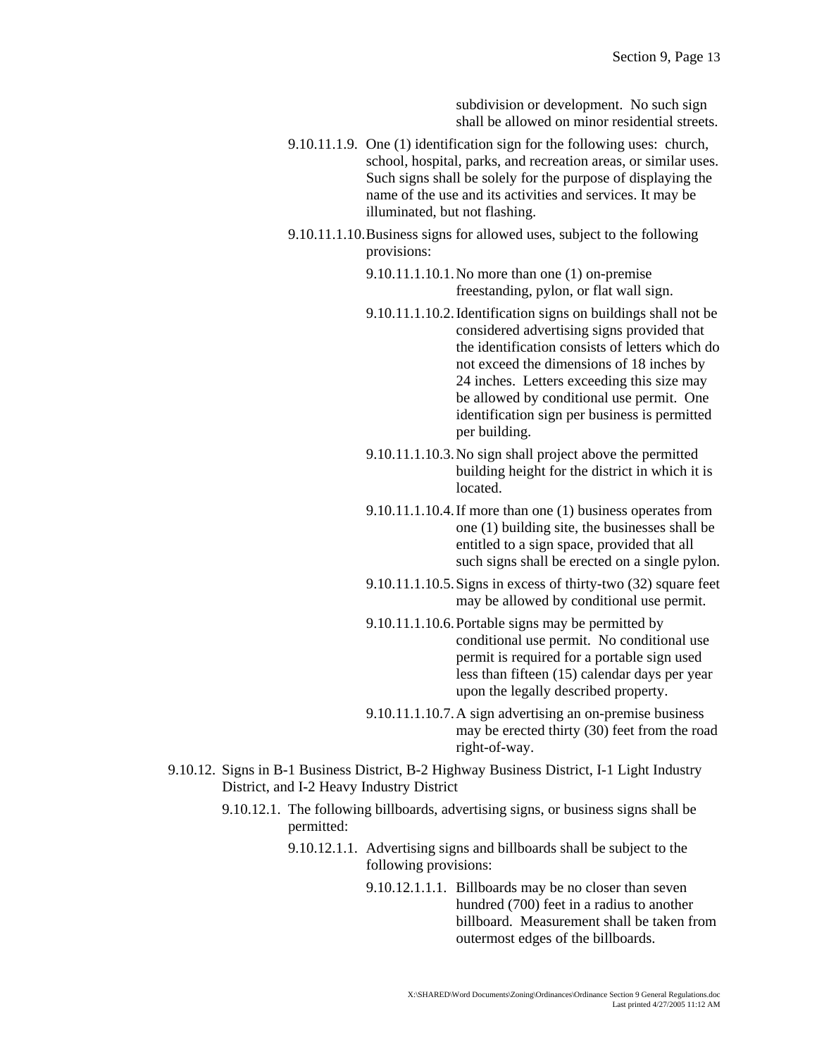subdivision or development. No such sign shall be allowed on minor residential streets.

9.10.11.1.9. One (1) identification sign for the following uses: church, school, hospital, parks, and recreation areas, or similar uses. Such signs shall be solely for the purpose of displaying the name of the use and its activities and services. It may be illuminated, but not flashing.

9.10.11.1.10. Business signs for allowed uses, subject to the following provisions:

9.10.11.1.10.1. No more than one (1) on-premise freestanding, pylon, or flat wall sign.

9.10.11.1.10.2. Identification signs on buildings shall not be considered advertising signs provided that the identification consists of letters which do not exceed the dimensions of 18 inches by 24 inches. Letters exceeding this size may be allowed by conditional use permit. One identification sign per business is permitted per building.

9.10.11.1.10.3. No sign shall project above the permitted building height for the district in which it is located.

9.10.11.1.10.4. If more than one (1) business operates from one (1) building site, the businesses shall be entitled to a sign space, provided that all such signs shall be erected on a single pylon.

9.10.11.1.10.5. Signs in excess of thirty-two (32) square feet may be allowed by conditional use permit.

9.10.11.1.10.6. Portable signs may be permitted by conditional use permit. No conditional use permit is required for a portable sign used less than fifteen (15) calendar days per year upon the legally described property.

9.10.11.1.10.7. A sign advertising an on-premise business may be erected thirty (30) feet from the road right-of-way.

9.10.12. Signs in B-1 Business District, B-2 Highway Business District, I-1 Light Industry District, and I-2 Heavy Industry District

9.10.12.1. The following billboards, advertising signs, or business signs shall be permitted:

9.10.12.1.1. Advertising signs and billboards shall be subject to the following provisions:

9.10.12.1.1.1. Billboards may be no closer than seven hundred (700) feet in a radius to another billboard. Measurement shall be taken from outermost edges of the billboards.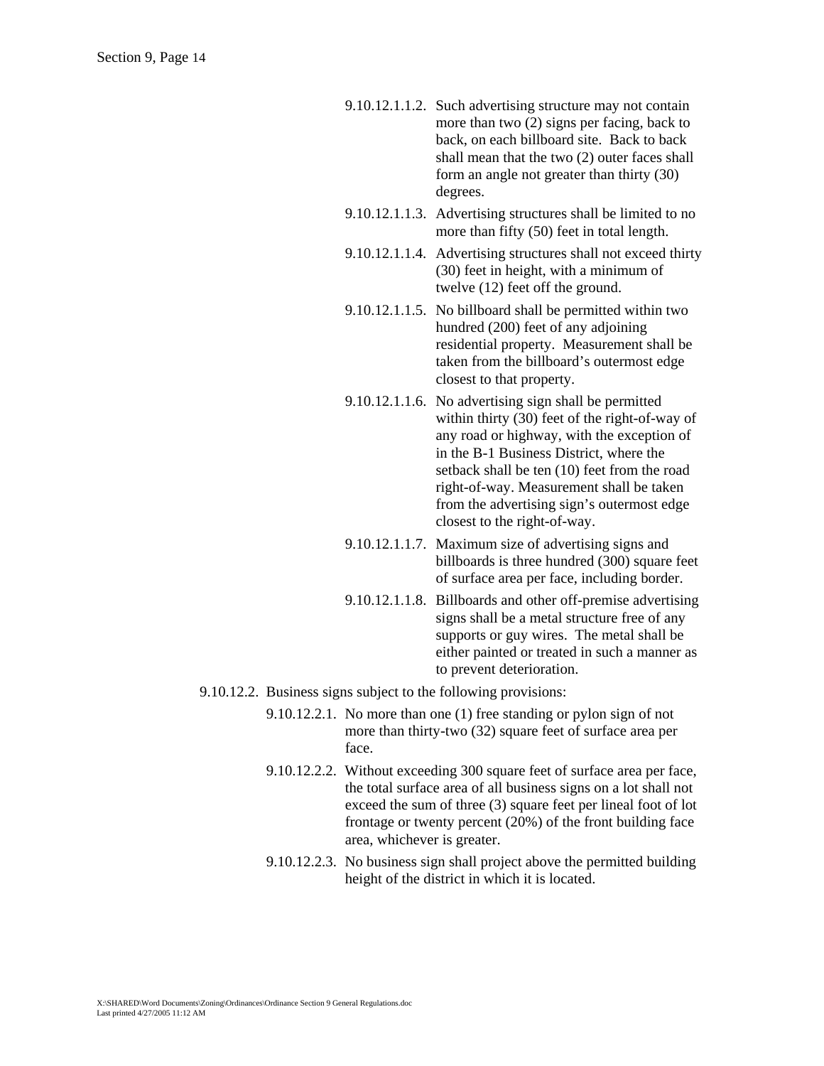9.10.12.1.1.2. Such advertising structure may not contain more than two (2) signs per facing, back to back, on each billboard site. Back to back shall mean that the two (2) outer faces shall form an angle not greater than thirty (30) degrees.

9.10.12.1.1.3. Advertising structures shall be limited to no more than fifty (50) feet in total length.

9.10.12.1.1.4. Advertising structures shall not exceed thirty (30) feet in height, with a minimum of twelve (12) feet off the ground.

9.10.12.1.1.5. No billboard shall be permitted within two hundred (200) feet of any adjoining residential property. Measurement shall be taken from the billboard's outermost edge closest to that property.

9.10.12.1.1.6. No advertising sign shall be permitted within thirty (30) feet of the right-of-way of any road or highway, with the exception of in the B-1 Business District, where the setback shall be ten (10) feet from the road right-of-way. Measurement shall be taken from the advertising sign's outermost edge closest to the right-of-way.

9.10.12.1.1.7. Maximum size of advertising signs and billboards is three hundred (300) square feet of surface area per face, including border.

9.10.12.1.1.8. Billboards and other off-premise advertising signs shall be a metal structure free of any supports or guy wires. The metal shall be either painted or treated in such a manner as to prevent deterioration.

9.10.12.2. Business signs subject to the following provisions:

9.10.12.2.1. No more than one (1) free standing or pylon sign of not more than thirty-two (32) square feet of surface area per face.

9.10.12.2.2. Without exceeding 300 square feet of surface area per face, the total surface area of all business signs on a lot shall not exceed the sum of three (3) square feet per lineal foot of lot frontage or twenty percent (20%) of the front building face area, whichever is greater.

9.10.12.2.3. No business sign shall project above the permitted building height of the district in which it is located.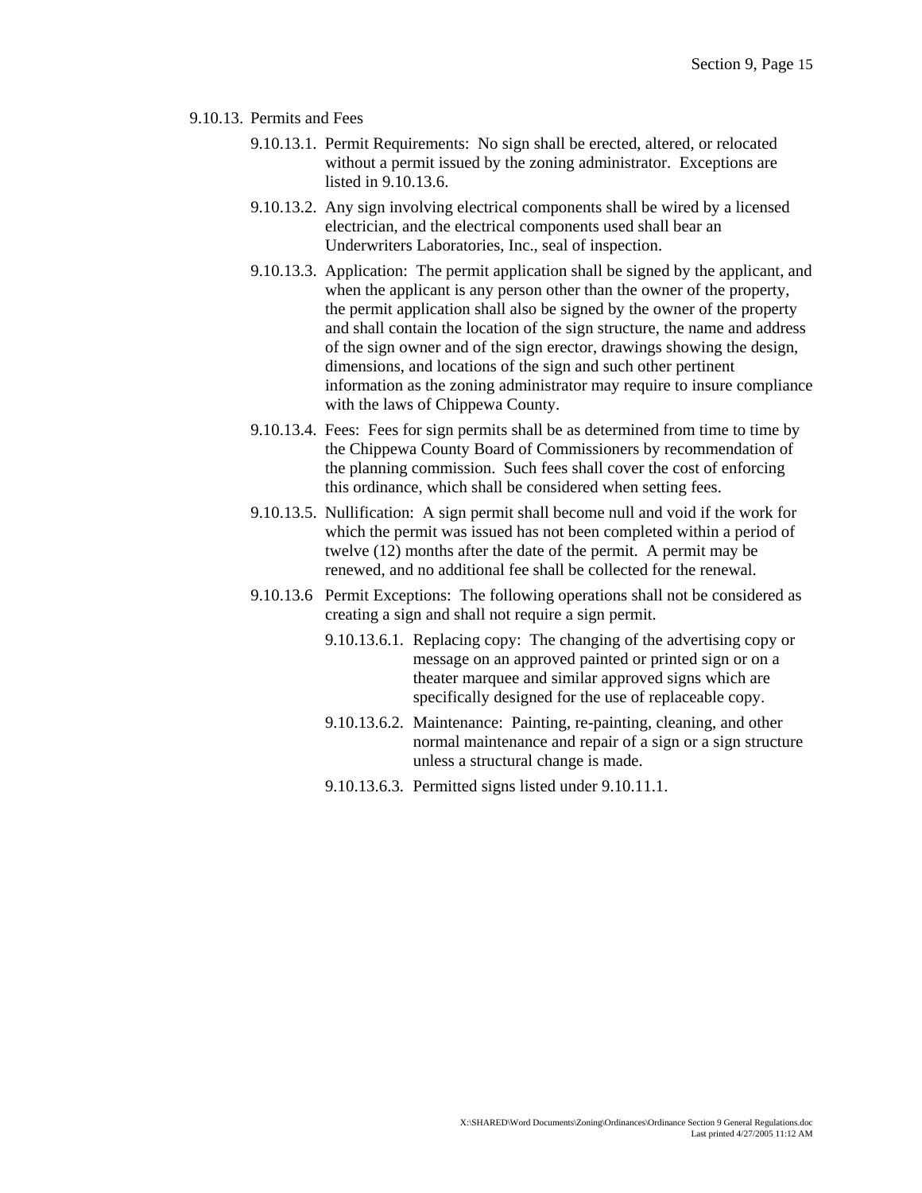9.10.13. Permits and Fees

9.10.13.1. Permit Requirements: No sign shall be erected, altered, or relocated without a permit issued by the zoning administrator. Exceptions are listed in 9.10.13.6.

9.10.13.2. Any sign involving electrical components shall be wired by a licensed electrician, and the electrical components used shall bear an Underwriters Laboratories, Inc., seal of inspection.

9.10.13.3. Application: The permit application shall be signed by the applicant, and when the applicant is any person other than the owner of the property, the permit application shall also be signed by the owner of the property and shall contain the location of the sign structure, the name and address of the sign owner and of the sign erector, drawings showing the design, dimensions, and locations of the sign and such other pertinent information as the zoning administrator may require to insure compliance with the laws of Chippewa County.

9.10.13.4. Fees: Fees for sign permits shall be as determined from time to time by the Chippewa County Board of Commissioners by recommendation of the planning commission. Such fees shall cover the cost of enforcing this ordinance, which shall be considered when setting fees.

9.10.13.5. Nullification: A sign permit shall become null and void if the work for which the permit was issued has not been completed within a period of twelve (12) months after the date of the permit. A permit may be renewed, and no additional fee shall be collected for the renewal.

9.10.13.6 Permit Exceptions: The following operations shall not be considered as creating a sign and shall not require a sign permit.

9.10.13.6.1. Replacing copy: The changing of the advertising copy or message on an approved painted or printed sign or on a theater marquee and similar approved signs which are specifically designed for the use of replaceable copy.

9.10.13.6.2. Maintenance: Painting, re-painting, cleaning, and other normal maintenance and repair of a sign or a sign structure unless a structural change is made.

9.10.13.6.3. Permitted signs listed under 9.10.11.1.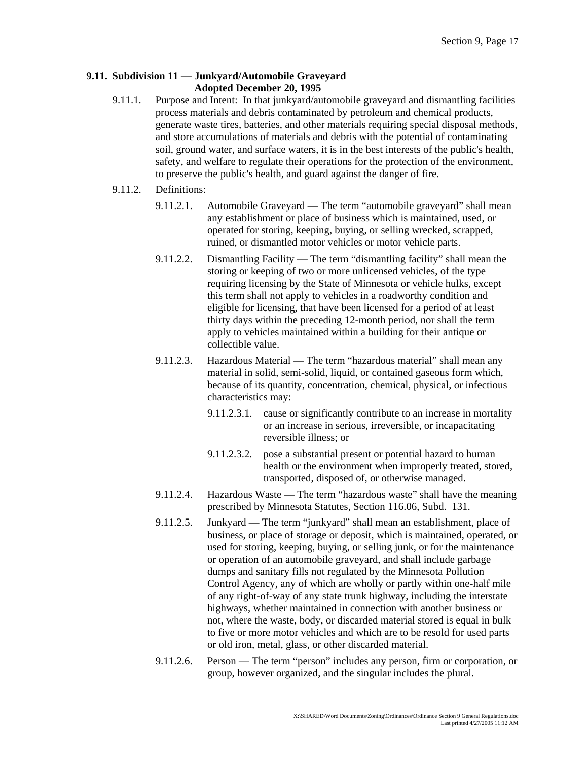## 9.11. Subdivision 11 — Junkyard/Automobile Graveyard
**Adopted December 20, 1995**

9.11.1. Purpose and Intent: In that junkyard/automobile graveyard and dismantling facilities process materials and debris contaminated by petroleum and chemical products, generate waste tires, batteries, and other materials requiring special disposal methods, and store accumulations of materials and debris with the potential of contaminating soil, ground water, and surface waters, it is in the best interests of the public's health, safety, and welfare to regulate their operations for the protection of the environment, to preserve the public's health, and guard against the danger of fire.

9.11.2. Definitions:

9.11.2.1. Automobile Graveyard — The term "automobile graveyard" shall mean any establishment or place of business which is maintained, used, or operated for storing, keeping, buying, or selling wrecked, scrapped, ruined, or dismantled motor vehicles or motor vehicle parts.

9.11.2.2. Dismantling Facility — The term "dismantling facility" shall mean the storing or keeping of two or more unlicensed vehicles, of the type requiring licensing by the State of Minnesota or vehicle hulks, except this term shall not apply to vehicles in a roadworthy condition and eligible for licensing, that have been licensed for a period of at least thirty days within the preceding 12-month period, nor shall the term apply to vehicles maintained within a building for their antique or collectible value.

9.11.2.3. Hazardous Material — The term "hazardous material" shall mean any material in solid, semi-solid, liquid, or contained gaseous form which, because of its quantity, concentration, chemical, physical, or infectious characteristics may:

9.11.2.3.1. cause or significantly contribute to an increase in mortality or an increase in serious, irreversible, or incapacitating reversible illness; or

9.11.2.3.2. pose a substantial present or potential hazard to human health or the environment when improperly treated, stored, transported, disposed of, or otherwise managed.

9.11.2.4. Hazardous Waste — The term "hazardous waste" shall have the meaning prescribed by Minnesota Statutes, Section 116.06, Subd. 131.

9.11.2.5. Junkyard — The term "junkyard" shall mean an establishment, place of business, or place of storage or deposit, which is maintained, operated, or used for storing, keeping, buying, or selling junk, or for the maintenance or operation of an automobile graveyard, and shall include garbage dumps and sanitary fills not regulated by the Minnesota Pollution Control Agency, any of which are wholly or partly within one-half mile of any right-of-way of any state trunk highway, including the interstate highways, whether maintained in connection with another business or not, where the waste, body, or discarded material stored is equal in bulk to five or more motor vehicles and which are to be resold for used parts or old iron, metal, glass, or other discarded material.

9.11.2.6. Person — The term "person" includes any person, firm or corporation, or group, however organized, and the singular includes the plural.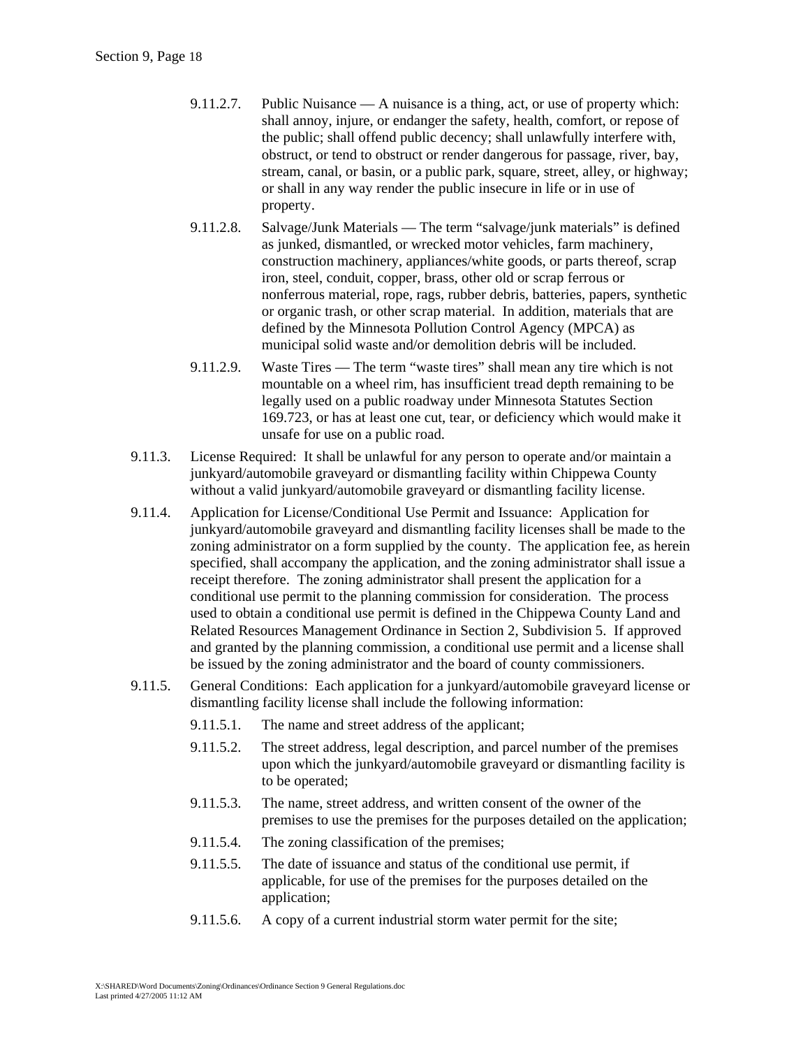9.11.2.7. Public Nuisance — A nuisance is a thing, act, or use of property which: shall annoy, injure, or endanger the safety, health, comfort, or repose of the public; shall offend public decency; shall unlawfully interfere with, obstruct, or tend to obstruct or render dangerous for passage, river, bay, stream, canal, or basin, or a public park, square, street, alley, or highway; or shall in any way render the public insecure in life or in use of property.

9.11.2.8. Salvage/Junk Materials — The term "salvage/junk materials" is defined as junked, dismantled, or wrecked motor vehicles, farm machinery, construction machinery, appliances/white goods, or parts thereof, scrap iron, steel, conduit, copper, brass, other old or scrap ferrous or nonferrous material, rope, rags, rubber debris, batteries, papers, synthetic or organic trash, or other scrap material. In addition, materials that are defined by the Minnesota Pollution Control Agency (MPCA) as municipal solid waste and/or demolition debris will be included.

9.11.2.9. Waste Tires — The term "waste tires" shall mean any tire which is not mountable on a wheel rim, has insufficient tread depth remaining to be legally used on a public roadway under Minnesota Statutes Section 169.723, or has at least one cut, tear, or deficiency which would make it unsafe for use on a public road.

9.11.3. License Required: It shall be unlawful for any person to operate and/or maintain a junkyard/automobile graveyard or dismantling facility within Chippewa County without a valid junkyard/automobile graveyard or dismantling facility license.

9.11.4. Application for License/Conditional Use Permit and Issuance: Application for junkyard/automobile graveyard and dismantling facility licenses shall be made to the zoning administrator on a form supplied by the county. The application fee, as herein specified, shall accompany the application, and the zoning administrator shall issue a receipt therefore. The zoning administrator shall present the application for a conditional use permit to the planning commission for consideration. The process used to obtain a conditional use permit is defined in the Chippewa County Land and Related Resources Management Ordinance in Section 2, Subdivision 5. If approved and granted by the planning commission, a conditional use permit and a license shall be issued by the zoning administrator and the board of county commissioners.

9.11.5. General Conditions: Each application for a junkyard/automobile graveyard license or dismantling facility license shall include the following information:

9.11.5.1. The name and street address of the applicant;

9.11.5.2. The street address, legal description, and parcel number of the premises upon which the junkyard/automobile graveyard or dismantling facility is to be operated;

9.11.5.3. The name, street address, and written consent of the owner of the premises to use the premises for the purposes detailed on the application;

9.11.5.4. The zoning classification of the premises;

9.11.5.5. The date of issuance and status of the conditional use permit, if applicable, for use of the premises for the purposes detailed on the application;

9.11.5.6. A copy of a current industrial storm water permit for the site;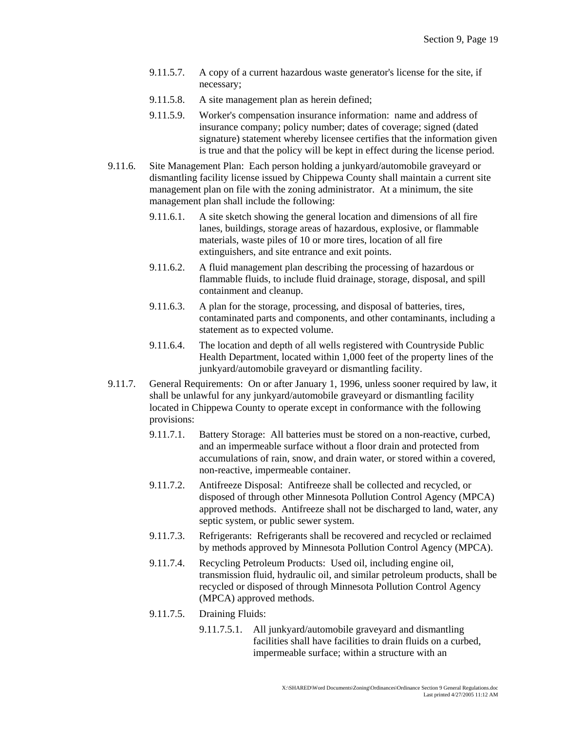9.11.5.7. A copy of a current hazardous waste generator's license for the site, if necessary;

9.11.5.8. A site management plan as herein defined;

9.11.5.9. Worker's compensation insurance information: name and address of insurance company; policy number; dates of coverage; signed (dated signature) statement whereby licensee certifies that the information given is true and that the policy will be kept in effect during the license period.

9.11.6. Site Management Plan: Each person holding a junkyard/automobile graveyard or dismantling facility license issued by Chippewa County shall maintain a current site management plan on file with the zoning administrator. At a minimum, the site management plan shall include the following:

9.11.6.1. A site sketch showing the general location and dimensions of all fire lanes, buildings, storage areas of hazardous, explosive, or flammable materials, waste piles of 10 or more tires, location of all fire extinguishers, and site entrance and exit points.

9.11.6.2. A fluid management plan describing the processing of hazardous or flammable fluids, to include fluid drainage, storage, disposal, and spill containment and cleanup.

9.11.6.3. A plan for the storage, processing, and disposal of batteries, tires, contaminated parts and components, and other contaminants, including a statement as to expected volume.

9.11.6.4. The location and depth of all wells registered with Countryside Public Health Department, located within 1,000 feet of the property lines of the junkyard/automobile graveyard or dismantling facility.

9.11.7. General Requirements: On or after January 1, 1996, unless sooner required by law, it shall be unlawful for any junkyard/automobile graveyard or dismantling facility located in Chippewa County to operate except in conformance with the following provisions:

9.11.7.1. Battery Storage: All batteries must be stored on a non-reactive, curbed, and an impermeable surface without a floor drain and protected from accumulations of rain, snow, and drain water, or stored within a covered, non-reactive, impermeable container.

9.11.7.2. Antifreeze Disposal: Antifreeze shall be collected and recycled, or disposed of through other Minnesota Pollution Control Agency (MPCA) approved methods. Antifreeze shall not be discharged to land, water, any septic system, or public sewer system.

9.11.7.3. Refrigerants: Refrigerants shall be recovered and recycled or reclaimed by methods approved by Minnesota Pollution Control Agency (MPCA).

9.11.7.4. Recycling Petroleum Products: Used oil, including engine oil, transmission fluid, hydraulic oil, and similar petroleum products, shall be recycled or disposed of through Minnesota Pollution Control Agency (MPCA) approved methods.

9.11.7.5. Draining Fluids:

9.11.7.5.1. All junkyard/automobile graveyard and dismantling facilities shall have facilities to drain fluids on a curbed, impermeable surface; within a structure with an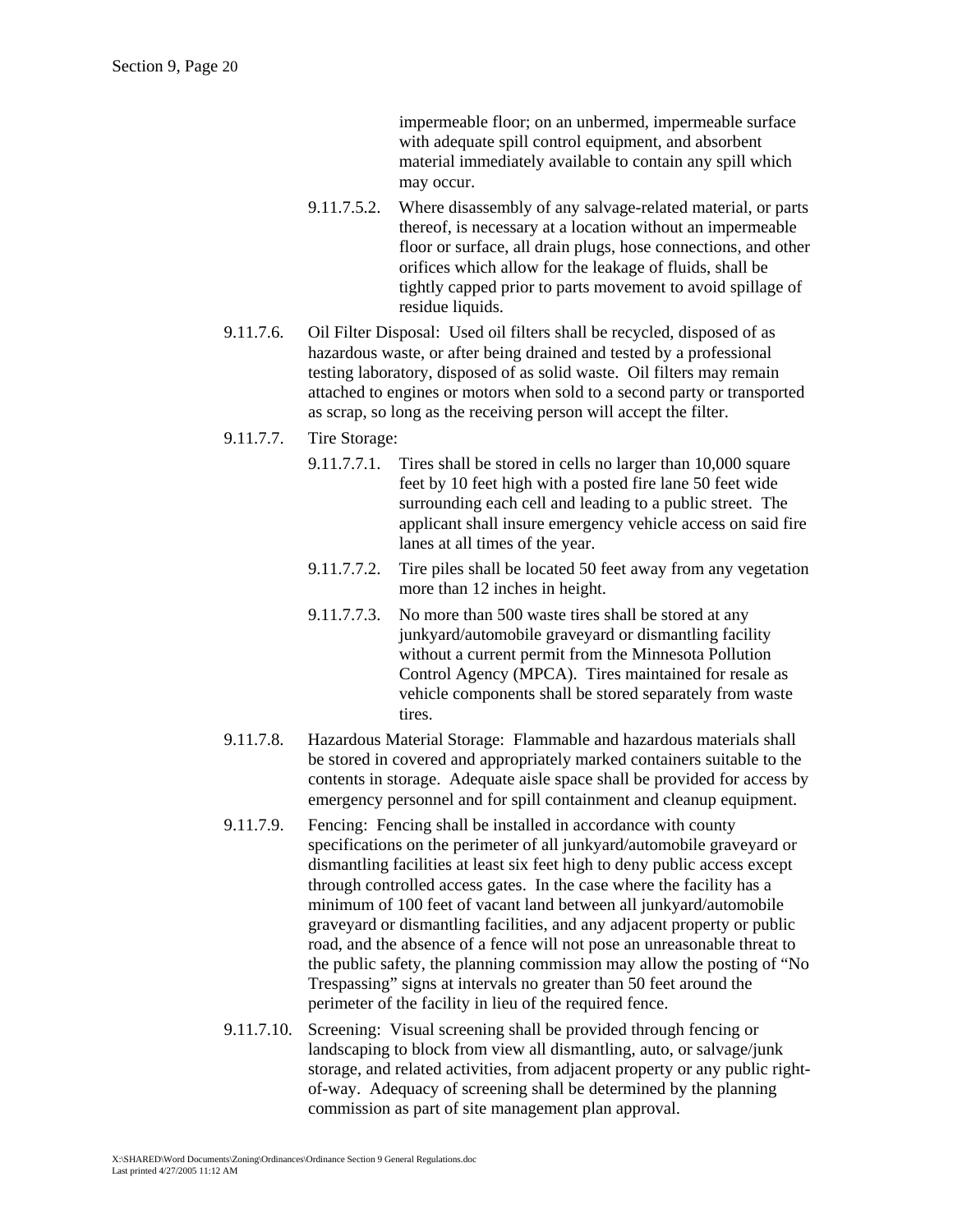impermeable floor; on an unbermed, impermeable surface with adequate spill control equipment, and absorbent material immediately available to contain any spill which may occur.

9.11.7.5.2. Where disassembly of any salvage-related material, or parts thereof, is necessary at a location without an impermeable floor or surface, all drain plugs, hose connections, and other orifices which allow for the leakage of fluids, shall be tightly capped prior to parts movement to avoid spillage of residue liquids.

9.11.7.6. Oil Filter Disposal: Used oil filters shall be recycled, disposed of as hazardous waste, or after being drained and tested by a professional testing laboratory, disposed of as solid waste. Oil filters may remain attached to engines or motors when sold to a second party or transported as scrap, so long as the receiving person will accept the filter.

9.11.7.7. Tire Storage:

9.11.7.7.1. Tires shall be stored in cells no larger than 10,000 square feet by 10 feet high with a posted fire lane 50 feet wide surrounding each cell and leading to a public street. The applicant shall insure emergency vehicle access on said fire lanes at all times of the year.

9.11.7.7.2. Tire piles shall be located 50 feet away from any vegetation more than 12 inches in height.

9.11.7.7.3. No more than 500 waste tires shall be stored at any junkyard/automobile graveyard or dismantling facility without a current permit from the Minnesota Pollution Control Agency (MPCA). Tires maintained for resale as vehicle components shall be stored separately from waste tires.

9.11.7.8. Hazardous Material Storage: Flammable and hazardous materials shall be stored in covered and appropriately marked containers suitable to the contents in storage. Adequate aisle space shall be provided for access by emergency personnel and for spill containment and cleanup equipment.

9.11.7.9. Fencing: Fencing shall be installed in accordance with county specifications on the perimeter of all junkyard/automobile graveyard or dismantling facilities at least six feet high to deny public access except through controlled access gates. In the case where the facility has a minimum of 100 feet of vacant land between all junkyard/automobile graveyard or dismantling facilities, and any adjacent property or public road, and the absence of a fence will not pose an unreasonable threat to the public safety, the planning commission may allow the posting of "No Trespassing" signs at intervals no greater than 50 feet around the perimeter of the facility in lieu of the required fence.

9.11.7.10. Screening: Visual screening shall be provided through fencing or landscaping to block from view all dismantling, auto, or salvage/junk storage, and related activities, from adjacent property or any public right-of-way. Adequacy of screening shall be determined by the planning commission as part of site management plan approval.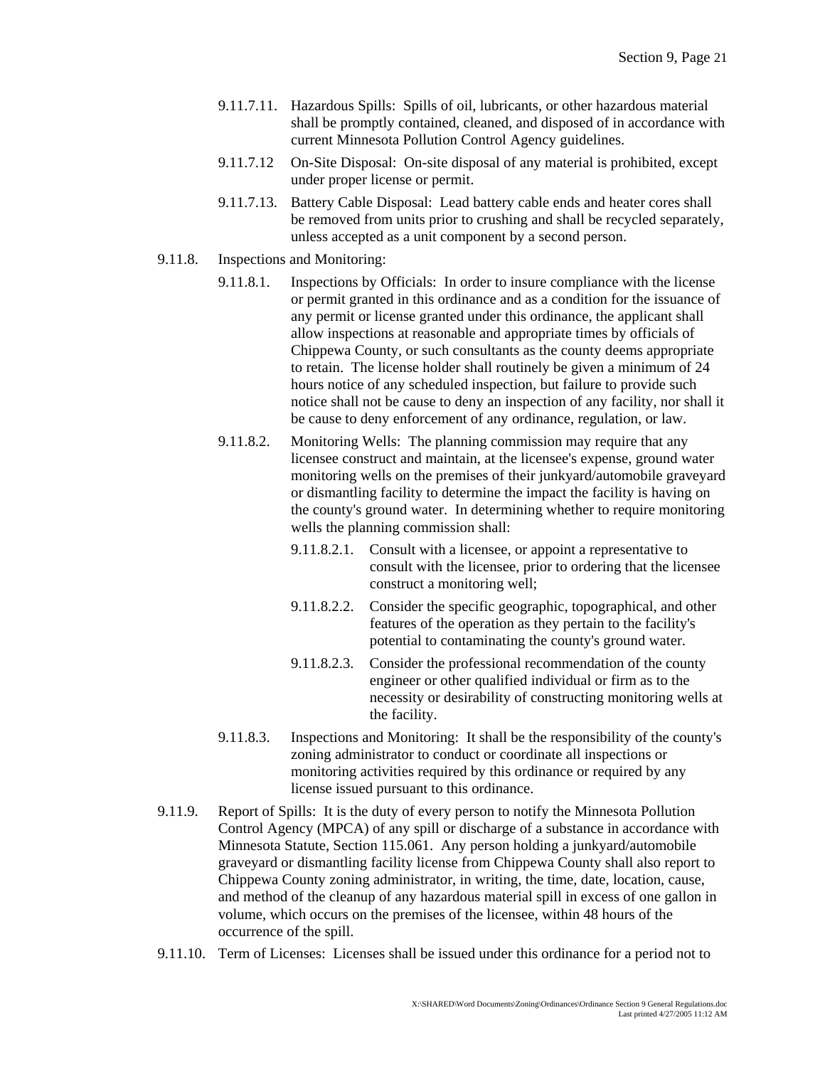9.11.7.11. Hazardous Spills: Spills of oil, lubricants, or other hazardous material shall be promptly contained, cleaned, and disposed of in accordance with current Minnesota Pollution Control Agency guidelines.

9.11.7.12 On-Site Disposal: On-site disposal of any material is prohibited, except under proper license or permit.

9.11.7.13. Battery Cable Disposal: Lead battery cable ends and heater cores shall be removed from units prior to crushing and shall be recycled separately, unless accepted as a unit component by a second person.

9.11.8. Inspections and Monitoring:

9.11.8.1. Inspections by Officials: In order to insure compliance with the license or permit granted in this ordinance and as a condition for the issuance of any permit or license granted under this ordinance, the applicant shall allow inspections at reasonable and appropriate times by officials of Chippewa County, or such consultants as the county deems appropriate to retain. The license holder shall routinely be given a minimum of 24 hours notice of any scheduled inspection, but failure to provide such notice shall not be cause to deny an inspection of any facility, nor shall it be cause to deny enforcement of any ordinance, regulation, or law.

9.11.8.2. Monitoring Wells: The planning commission may require that any licensee construct and maintain, at the licensee's expense, ground water monitoring wells on the premises of their junkyard/automobile graveyard or dismantling facility to determine the impact the facility is having on the county's ground water. In determining whether to require monitoring wells the planning commission shall:

9.11.8.2.1. Consult with a licensee, or appoint a representative to consult with the licensee, prior to ordering that the licensee construct a monitoring well;

9.11.8.2.2. Consider the specific geographic, topographical, and other features of the operation as they pertain to the facility's potential to contaminating the county's ground water.

9.11.8.2.3. Consider the professional recommendation of the county engineer or other qualified individual or firm as to the necessity or desirability of constructing monitoring wells at the facility.

9.11.8.3. Inspections and Monitoring: It shall be the responsibility of the county's zoning administrator to conduct or coordinate all inspections or monitoring activities required by this ordinance or required by any license issued pursuant to this ordinance.

9.11.9. Report of Spills: It is the duty of every person to notify the Minnesota Pollution Control Agency (MPCA) of any spill or discharge of a substance in accordance with Minnesota Statute, Section 115.061. Any person holding a junkyard/automobile graveyard or dismantling facility license from Chippewa County shall also report to Chippewa County zoning administrator, in writing, the time, date, location, cause, and method of the cleanup of any hazardous material spill in excess of one gallon in volume, which occurs on the premises of the licensee, within 48 hours of the occurrence of the spill.

9.11.10. Term of Licenses: Licenses shall be issued under this ordinance for a period not to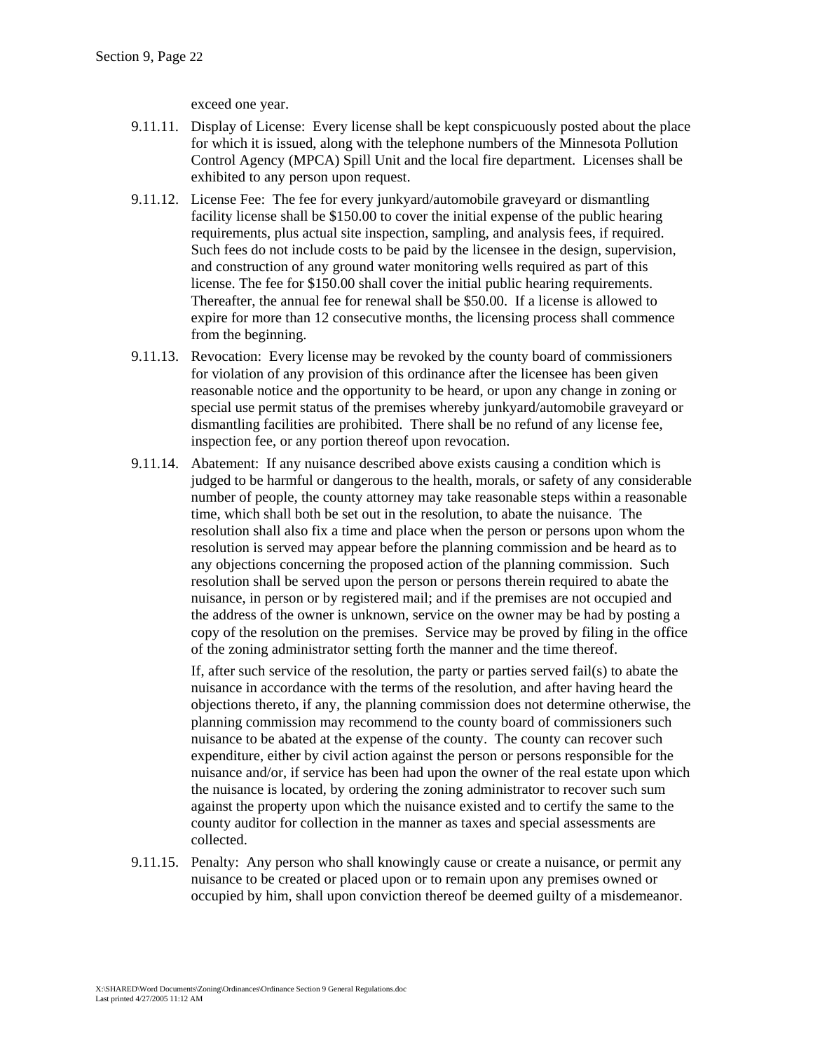exceed one year.

9.11.11. Display of License: Every license shall be kept conspicuously posted about the place for which it is issued, along with the telephone numbers of the Minnesota Pollution Control Agency (MPCA) Spill Unit and the local fire department. Licenses shall be exhibited to any person upon request.

9.11.12. License Fee: The fee for every junkyard/automobile graveyard or dismantling facility license shall be $150.00 to cover the initial expense of the public hearing requirements, plus actual site inspection, sampling, and analysis fees, if required. Such fees do not include costs to be paid by the licensee in the design, supervision, and construction of any ground water monitoring wells required as part of this license. The fee for $150.00 shall cover the initial public hearing requirements. Thereafter, the annual fee for renewal shall be $50.00. If a license is allowed to expire for more than 12 consecutive months, the licensing process shall commence from the beginning.

9.11.13. Revocation: Every license may be revoked by the county board of commissioners for violation of any provision of this ordinance after the licensee has been given reasonable notice and the opportunity to be heard, or upon any change in zoning or special use permit status of the premises whereby junkyard/automobile graveyard or dismantling facilities are prohibited. There shall be no refund of any license fee, inspection fee, or any portion thereof upon revocation.

9.11.14. Abatement: If any nuisance described above exists causing a condition which is judged to be harmful or dangerous to the health, morals, or safety of any considerable number of people, the county attorney may take reasonable steps within a reasonable time, which shall both be set out in the resolution, to abate the nuisance. The resolution shall also fix a time and place when the person or persons upon whom the resolution is served may appear before the planning commission and be heard as to any objections concerning the proposed action of the planning commission. Such resolution shall be served upon the person or persons therein required to abate the nuisance, in person or by registered mail; and if the premises are not occupied and the address of the owner is unknown, service on the owner may be had by posting a copy of the resolution on the premises. Service may be proved by filing in the office of the zoning administrator setting forth the manner and the time thereof.

If, after such service of the resolution, the party or parties served fail(s) to abate the nuisance in accordance with the terms of the resolution, and after having heard the objections thereto, if any, the planning commission does not determine otherwise, the planning commission may recommend to the county board of commissioners such nuisance to be abated at the expense of the county. The county can recover such expenditure, either by civil action against the person or persons responsible for the nuisance and/or, if service has been had upon the owner of the real estate upon which the nuisance is located, by ordering the zoning administrator to recover such sum against the property upon which the nuisance existed and to certify the same to the county auditor for collection in the manner as taxes and special assessments are collected.

9.11.15. Penalty: Any person who shall knowingly cause or create a nuisance, or permit any nuisance to be created or placed upon or to remain upon any premises owned or occupied by him, shall upon conviction thereof be deemed guilty of a misdemeanor.